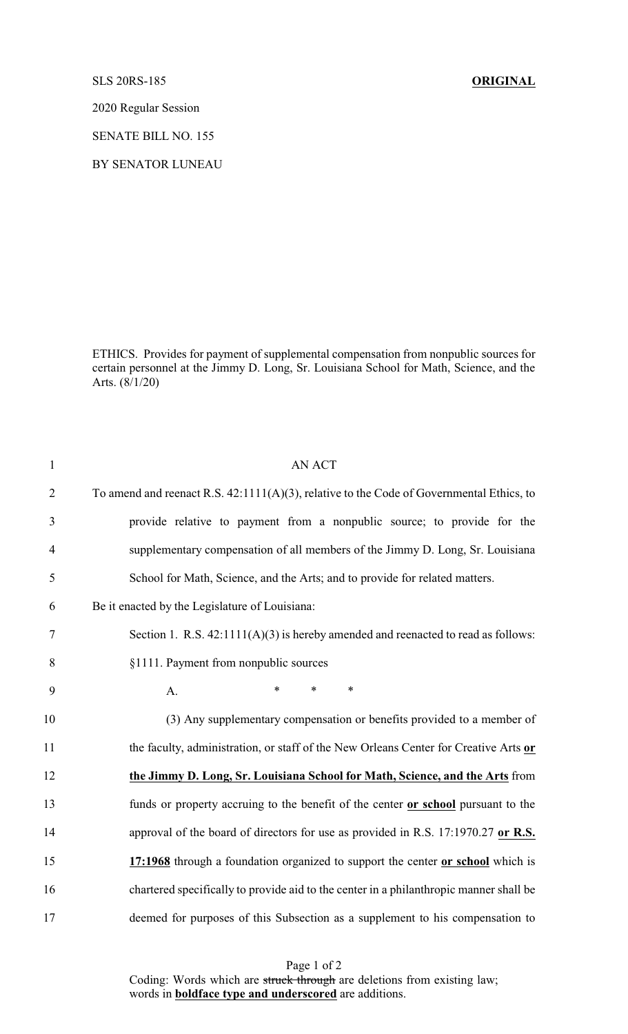SLS 20RS-185 **ORIGINAL**

2020 Regular Session

SENATE BILL NO. 155

BY SENATOR LUNEAU

ETHICS. Provides for payment of supplemental compensation from nonpublic sources for certain personnel at the Jimmy D. Long, Sr. Louisiana School for Math, Science, and the Arts. (8/1/20)

AN ACT

To amend and reenact R.S. 42:1111(A)(3), relative to the Code of Governmental Ethics, to provide relative to payment from a nonpublic source; to provide for the supplementary compensation of all members of the Jimmy D. Long, Sr. Louisiana School for Math, Science, and the Arts; and to provide for related matters.

Be it enacted by the Legislature of Louisiana:

Section 1. R.S. 42:1111(A)(3) is hereby amended and reenacted to read as follows:

§1111. Payment from nonpublic sources

A. * * *

(3) Any supplementary compensation or benefits provided to a member of the faculty, administration, or staff of the New Orleans Center for Creative Arts **or the Jimmy D. Long, Sr. Louisiana School for Math, Science, and the Arts** from funds or property accruing to the benefit of the center **or school** pursuant to the approval of the board of directors for use as provided in R.S. 17:1970.27 **or R.S. 17:1968** through a foundation organized to support the center **or school** which is chartered specifically to provide aid to the center in a philanthropic manner shall be deemed for purposes of this Subsection as a supplement to his compensation to

Coding: Words which are ~~struck through~~ are deletions from existing law; words in **boldface type and underscored** are additions.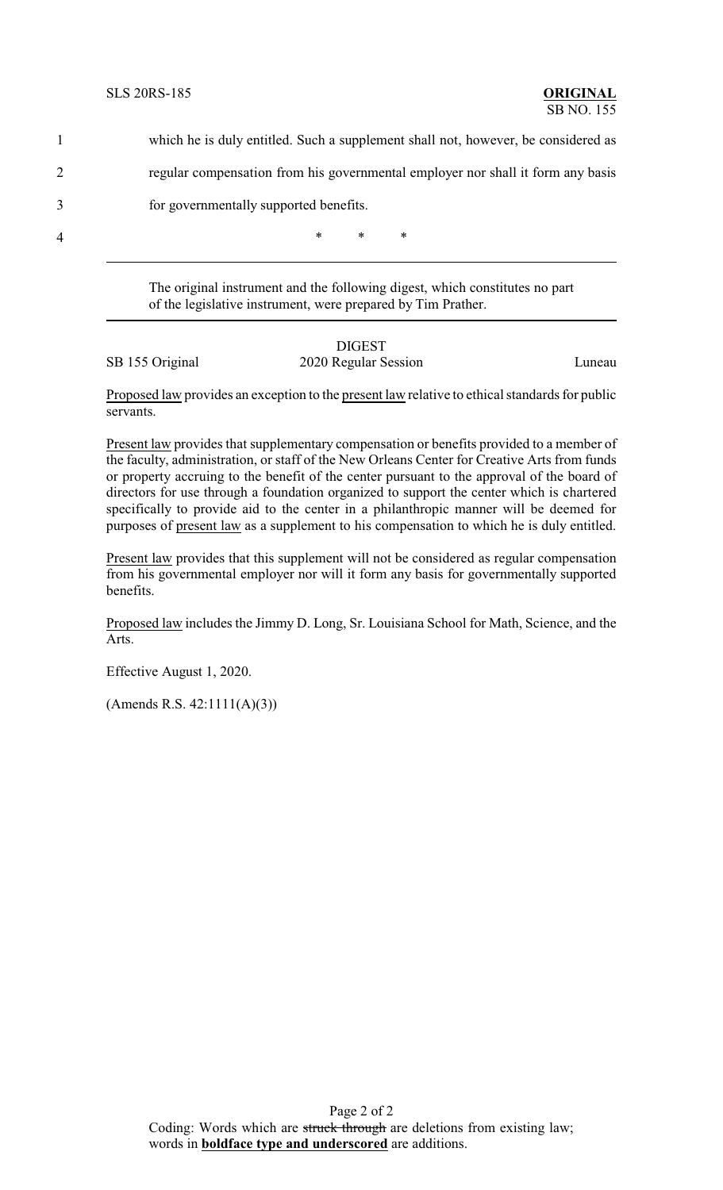which he is duly entitled. Such a supplement shall not, however, be considered as regular compensation from his governmental employer nor shall it form any basis for governmentally supported benefits.

\* \* \*

The original instrument and the following digest, which constitutes no part of the legislative instrument, were prepared by Tim Prather.

DIGEST

SB 155 Original — 2020 Regular Session — Luneau

Proposed law provides an exception to the present law relative to ethical standards for public servants.

Present law provides that supplementary compensation or benefits provided to a member of the faculty, administration, or staff of the New Orleans Center for Creative Arts from funds or property accruing to the benefit of the center pursuant to the approval of the board of directors for use through a foundation organized to support the center which is chartered specifically to provide aid to the center in a philanthropic manner will be deemed for purposes of present law as a supplement to his compensation to which he is duly entitled.

Present law provides that this supplement will not be considered as regular compensation from his governmental employer nor will it form any basis for governmentally supported benefits.

Proposed law includes the Jimmy D. Long, Sr. Louisiana School for Math, Science, and the Arts.

Effective August 1, 2020.

(Amends R.S. 42:1111(A)(3))

Coding: Words which are struck through are deletions from existing law; words in **boldface type and underscored** are additions.